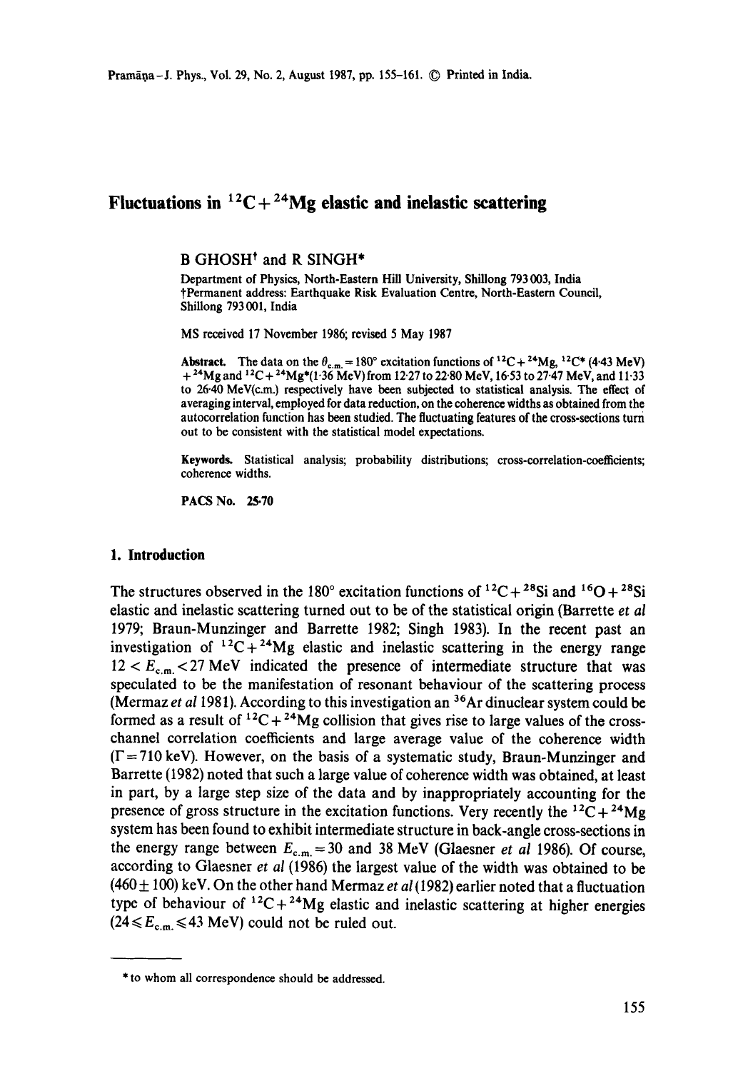# Fluctuations in $^{12}C + ^{24}Mg$ elastic and inelastic scattering

B GHOSH† and R SINGH*

Department of Physics, North-Eastern Hill University, Shillong 793 003, India
†Permanent address: Earthquake Risk Evaluation Centre, North-Eastern Council, Shillong 793 001, India

MS received 17 November 1986; revised 5 May 1987

**Abstract.** The data on the $\theta_{c.m.} = 180°$ excitation functions of $^{12}C + ^{24}Mg$, $^{12}C^*$ (4·43 MeV) $+ ^{24}Mg$ and $^{12}C + ^{24}Mg^*$(1·36 MeV) from 12·27 to 22·80 MeV, 16·53 to 27·47 MeV, and 11·33 to 26·40 MeV(c.m.) respectively have been subjected to statistical analysis. The effect of averaging interval, employed for data reduction, on the coherence widths as obtained from the autocorrelation function has been studied. The fluctuating features of the cross-sections turn out to be consistent with the statistical model expectations.

**Keywords.** Statistical analysis; probability distributions; cross-correlation-coefficients; coherence widths.

**PACS No. 25·70**

## 1. Introduction

The structures observed in the 180° excitation functions of $^{12}C + ^{28}Si$ and $^{16}O + ^{28}Si$ elastic and inelastic scattering turned out to be of the statistical origin (Barrette *et al* 1979; Braun-Munzinger and Barrette 1982; Singh 1983). In the recent past an investigation of $^{12}C + ^{24}Mg$ elastic and inelastic scattering in the energy range $12 < E_{c.m.} < 27$ MeV indicated the presence of intermediate structure that was speculated to be the manifestation of resonant behaviour of the scattering process (Mermaz *et al* 1981). According to this investigation an $^{36}Ar$ dinuclear system could be formed as a result of $^{12}C + ^{24}Mg$ collision that gives rise to large values of the cross-channel correlation coefficients and large average value of the coherence width ($\Gamma = 710$ keV). However, on the basis of a systematic study, Braun-Munzinger and Barrette (1982) noted that such a large value of coherence width was obtained, at least in part, by a large step size of the data and by inappropriately accounting for the presence of gross structure in the excitation functions. Very recently the $^{12}C + ^{24}Mg$ system has been found to exhibit intermediate structure in back-angle cross-sections in the energy range between $E_{c.m.} = 30$ and 38 MeV (Glaesner *et al* 1986). Of course, according to Glaesner *et al* (1986) the largest value of the width was obtained to be $(460 \pm 100)$ keV. On the other hand Mermaz *et al* (1982) earlier noted that a fluctuation type of behaviour of $^{12}C + ^{24}Mg$ elastic and inelastic scattering at higher energies $(24 \leqslant E_{c.m.} \leqslant 43$ MeV) could not be ruled out.

---

* to whom all correspondence should be addressed.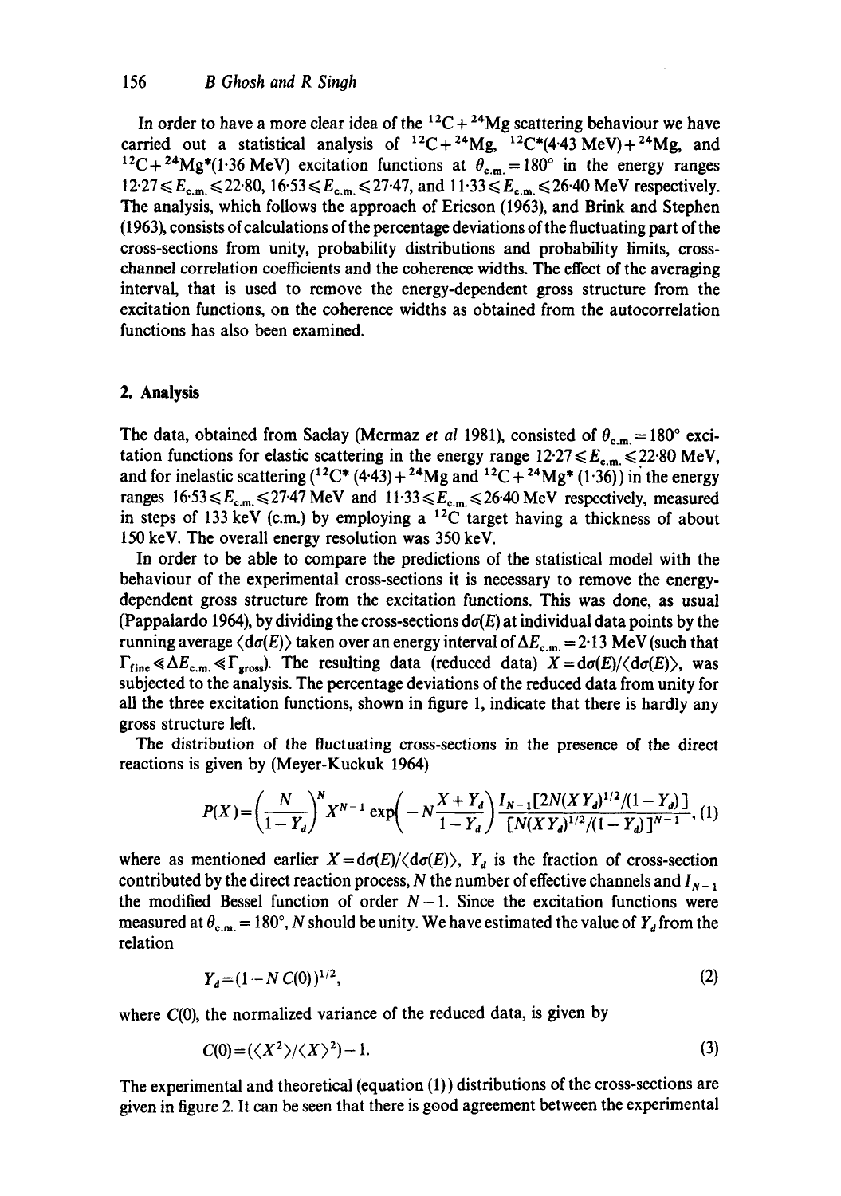In order to have a more clear idea of the $^{12}C + ^{24}Mg$ scattering behaviour we have carried out a statistical analysis of $^{12}C + ^{24}Mg$, $^{12}C^{*}(4{\cdot}43\ MeV) + ^{24}Mg$, and $^{12}C + ^{24}Mg^{*}(1{\cdot}36\ MeV)$ excitation functions at $\theta_{c.m.} = 180°$ in the energy ranges $12{\cdot}27 \leq E_{c.m.} \leq 22{\cdot}80$, $16{\cdot}53 \leq E_{c.m.} \leq 27{\cdot}47$, and $11{\cdot}33 \leq E_{c.m.} \leq 26{\cdot}40$ MeV respectively. The analysis, which follows the approach of Ericson (1963), and Brink and Stephen (1963), consists of calculations of the percentage deviations of the fluctuating part of the cross-sections from unity, probability distributions and probability limits, cross-channel correlation coefficients and the coherence widths. The effect of the averaging interval, that is used to remove the energy-dependent gross structure from the excitation functions, on the coherence widths as obtained from the autocorrelation functions has also been examined.

## 2. Analysis

The data, obtained from Saclay (Mermaz *et al* 1981), consisted of $\theta_{c.m.} = 180°$ excitation functions for elastic scattering in the energy range $12{\cdot}27 \leq E_{c.m.} \leq 22{\cdot}80$ MeV, and for inelastic scattering ($^{12}C^{*}$ (4·43) + $^{24}Mg$ and $^{12}C + ^{24}Mg^{*}$ (1·36)) in the energy ranges $16{\cdot}53 \leq E_{c.m.} \leq 27{\cdot}47$ MeV and $11{\cdot}33 \leq E_{c.m.} \leq 26{\cdot}40$ MeV respectively, measured in steps of 133 keV (c.m.) by employing a $^{12}C$ target having a thickness of about 150 keV. The overall energy resolution was 350 keV.

In order to be able to compare the predictions of the statistical model with the behaviour of the experimental cross-sections it is necessary to remove the energy-dependent gross structure from the excitation functions. This was done, as usual (Pappalardo 1964), by dividing the cross-sections $d\sigma(E)$ at individual data points by the running average $\langle d\sigma(E) \rangle$ taken over an energy interval of $\Delta E_{c.m.} = 2{\cdot}13$ MeV (such that $\Gamma_{fine} \ll \Delta E_{c.m.} \ll \Gamma_{gross}$). The resulting data (reduced data) $X = d\sigma(E)/\langle d\sigma(E) \rangle$, was subjected to the analysis. The percentage deviations of the reduced data from unity for all the three excitation functions, shown in figure 1, indicate that there is hardly any gross structure left.

The distribution of the fluctuating cross-sections in the presence of the direct reactions is given by (Meyer-Kuckuk 1964)

$$P(X) = \left(\frac{N}{1 - Y_d}\right)^N X^{N-1} \exp\left(-N\frac{X + Y_d}{1 - Y_d}\right) \frac{I_{N-1}[2N(XY_d)^{1/2}/(1 - Y_d)]}{[N(XY_d)^{1/2}/(1 - Y_d)]^{N-1}}, \quad (1)$$

where as mentioned earlier $X = d\sigma(E)/\langle d\sigma(E) \rangle$, $Y_d$ is the fraction of cross-section contributed by the direct reaction process, $N$ the number of effective channels and $I_{N-1}$ the modified Bessel function of order $N - 1$. Since the excitation functions were measured at $\theta_{c.m.} = 180°$, $N$ should be unity. We have estimated the value of $Y_d$ from the relation

$$Y_d = (1 - N\,C(0))^{1/2}, \quad (2)$$

where $C(0)$, the normalized variance of the reduced data, is given by

$$C(0) = (\langle X^2 \rangle / \langle X \rangle^2) - 1. \quad (3)$$

The experimental and theoretical (equation (1)) distributions of the cross-sections are given in figure 2. It can be seen that there is good agreement between the experimental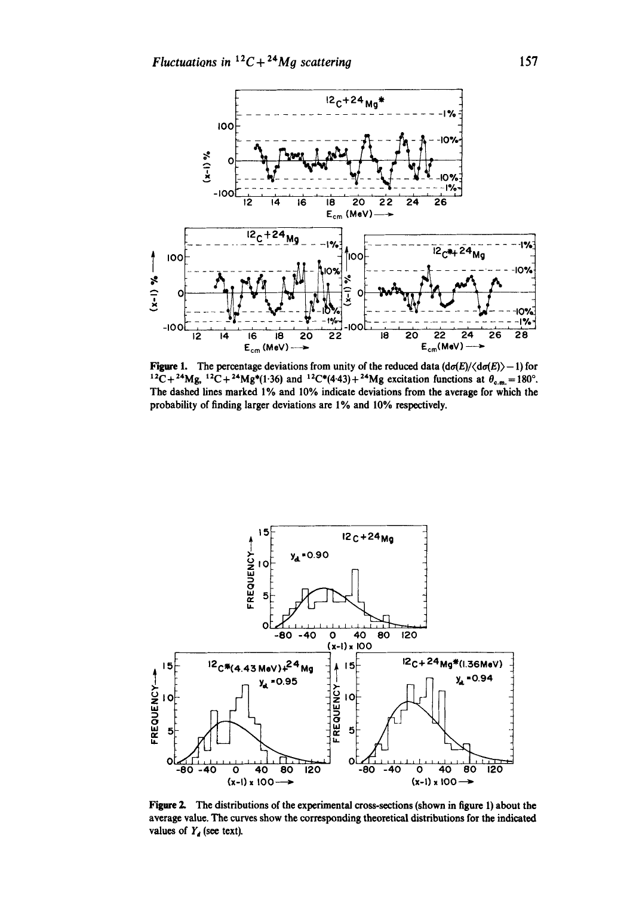**Figure 1.** The percentage deviations from unity of the reduced data $(d\sigma(E)/\langle d\sigma(E)\rangle - 1)$ for $^{12}C + ^{24}Mg$, $^{12}C + ^{24}Mg^*(1{\cdot}36)$ and $^{12}C^*(4{\cdot}43) + ^{24}Mg$ excitation functions at $\theta_{c.m.} = 180°$. The dashed lines marked 1% and 10% indicate deviations from the average for which the probability of finding larger deviations are 1% and 10% respectively.

**Figure 2.** The distributions of the experimental cross-sections (shown in figure 1) about the average value. The curves show the corresponding theoretical distributions for the indicated values of $Y_d$ (see text).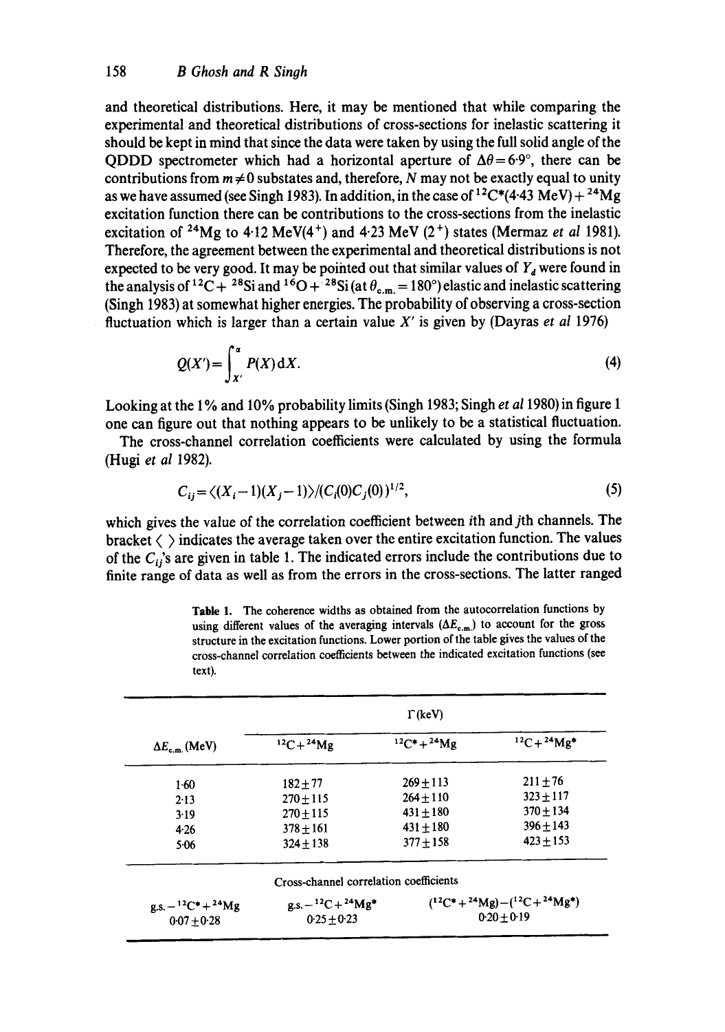and theoretical distributions. Here, it may be mentioned that while comparing the experimental and theoretical distributions of cross-sections for inelastic scattering it should be kept in mind that since the data were taken by using the full solid angle of the QDDD spectrometer which had a horizontal aperture of $\Delta\theta = 6{\cdot}9°$, there can be contributions from $m \neq 0$ substates and, therefore, $N$ may not be exactly equal to unity as we have assumed (see Singh 1983). In addition, in the case of $^{12}C^*(4{\cdot}43 \text{ MeV}) + {}^{24}Mg$ excitation function there can be contributions to the cross-sections from the inelastic excitation of $^{24}Mg$ to 4·12 MeV($4^+$) and 4·23 MeV ($2^+$) states (Mermaz *et al* 1981). Therefore, the agreement between the experimental and theoretical distributions is not expected to be very good. It may be pointed out that similar values of $Y_d$ were found in the analysis of $^{12}C + {}^{28}Si$ and $^{16}O + {}^{28}Si$ (at $\theta_{c.m.} = 180°$) elastic and inelastic scattering (Singh 1983) at somewhat higher energies. The probability of observing a cross-section fluctuation which is larger than a certain value $X'$ is given by (Dayras *et al* 1976)

$$Q(X') = \int_{X'}^{\alpha} P(X)\,dX. \tag{4}$$

Looking at the 1% and 10% probability limits (Singh 1983; Singh *et al* 1980) in figure 1 one can figure out that nothing appears to be unlikely to be a statistical fluctuation.

The cross-channel correlation coefficients were calculated by using the formula (Hugi *et al* 1982).

$$C_{ij} = \langle (X_i - 1)(X_j - 1) \rangle / (C_i(0) C_j(0))^{1/2}, \tag{5}$$

which gives the value of the correlation coefficient between $i$th and $j$th channels. The bracket $\langle\ \rangle$ indicates the average taken over the entire excitation function. The values of the $C_{ij}$'s are given in table 1. The indicated errors include the contributions due to finite range of data as well as from the errors in the cross-sections. The latter ranged

**Table 1.** The coherence widths as obtained from the autocorrelation functions by using different values of the averaging intervals ($\Delta E_{c.m.}$) to account for the gross structure in the excitation functions. Lower portion of the table gives the values of the cross-channel correlation coefficients between the indicated excitation functions (see text).

| | $\Gamma$ (keV) | | |
|---|---|---|---|
| $\Delta E_{c.m.}$ (MeV) | $^{12}C + {}^{24}Mg$ | $^{12}C^* + {}^{24}Mg$ | $^{12}C + {}^{24}Mg^*$ |
| 1·60 | 182 ± 77 | 269 ± 113 | 211 ± 76 |
| 2·13 | 270 ± 115 | 264 ± 110 | 323 ± 117 |
| 3·19 | 270 ± 115 | 431 ± 180 | 370 ± 134 |
| 4·26 | 378 ± 161 | 431 ± 180 | 396 ± 143 |
| 5·06 | 324 ± 138 | 377 ± 158 | 423 ± 153 |

Cross-channel correlation coefficients

| g.s. $-\ {}^{12}C^* + {}^{24}Mg$ | g.s. $-\ {}^{12}C + {}^{24}Mg^*$ | $({}^{12}C^* + {}^{24}Mg) - ({}^{12}C + {}^{24}Mg^*)$ |
|---|---|---|
| 0·07 ± 0·28 | 0·25 ± 0·23 | 0·20 ± 0·19 |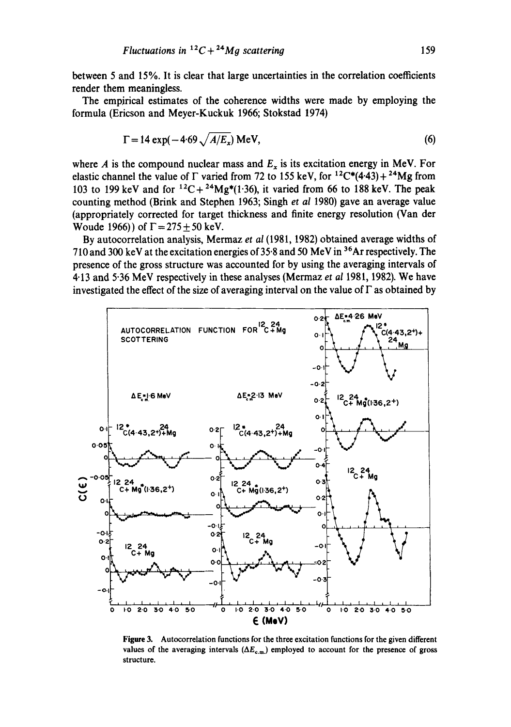between 5 and 15%. It is clear that large uncertainties in the correlation coefficients render them meaningless.

The empirical estimates of the coherence widths were made by employing the formula (Ericson and Meyer-Kuckuk 1966; Stokstad 1974)

$$\Gamma = 14 \exp(-4{\cdot}69\sqrt{A/E_x})\ \text{MeV}, \tag{6}$$

where $A$ is the compound nuclear mass and $E_x$ is its excitation energy in MeV. For elastic channel the value of $\Gamma$ varied from 72 to 155 keV, for $^{12}C^{*}(4{\cdot}43) + {}^{24}Mg$ from 103 to 199 keV and for $^{12}C + {}^{24}Mg^{*}(1{\cdot}36)$, it varied from 66 to 188 keV. The peak counting method (Brink and Stephen 1963; Singh *et al* 1980) gave an average value (appropriately corrected for target thickness and finite energy resolution (Van der Woude 1966)) of $\Gamma = 275 \pm 50$ keV.

By autocorrelation analysis, Mermaz *et al* (1981, 1982) obtained average widths of 710 and 300 keV at the excitation energies of 35·8 and 50 MeV in $^{36}Ar$ respectively. The presence of the gross structure was accounted for by using the averaging intervals of 4·13 and 5·36 MeV respectively in these analyses (Mermaz *et al* 1981, 1982). We have investigated the effect of the size of averaging interval on the value of $\Gamma$ as obtained by

**Figure 3.** Autocorrelation functions for the three excitation functions for the given different values of the averaging intervals ($\Delta E_{c.m.}$) employed to account for the presence of gross structure.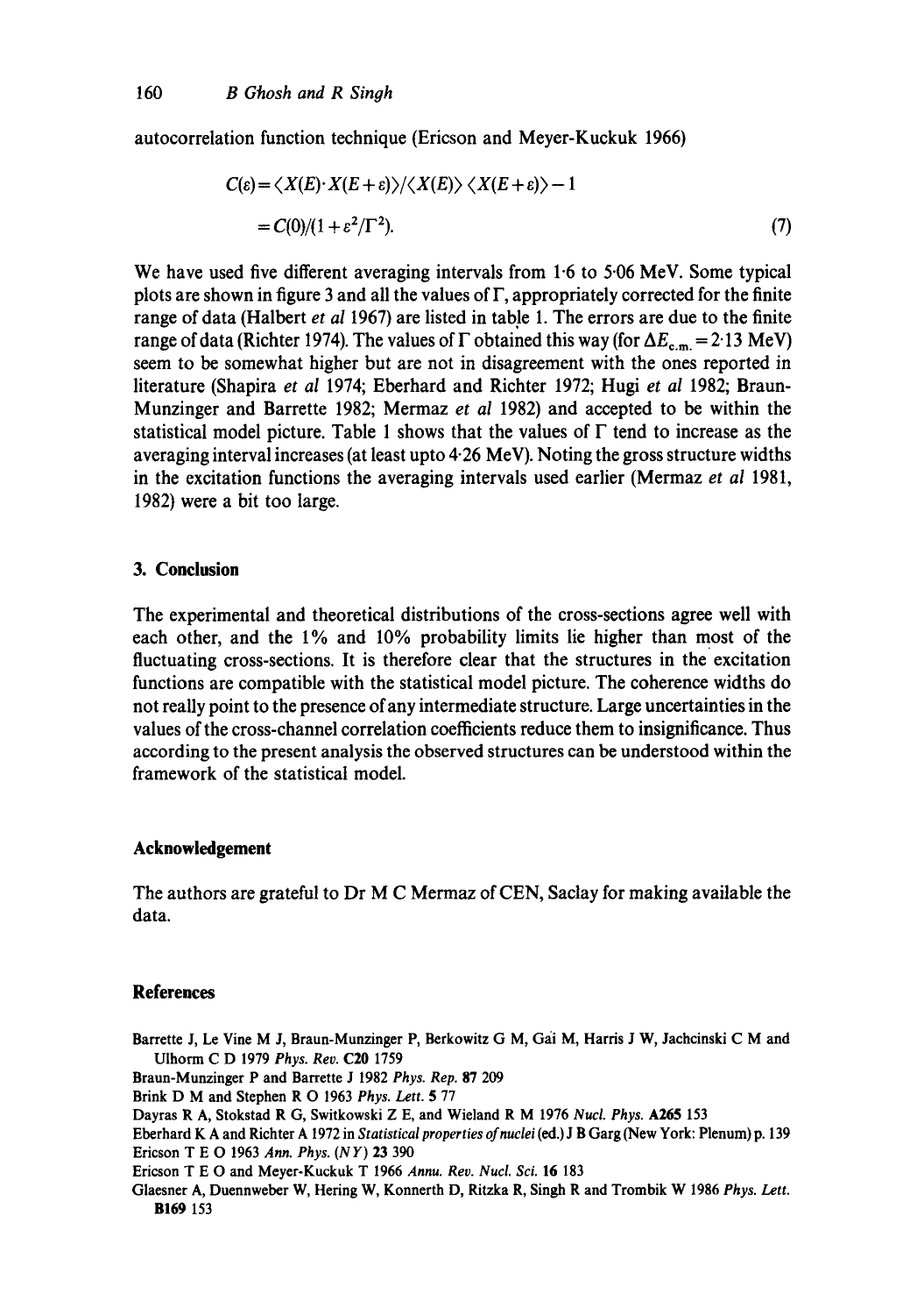autocorrelation function technique (Ericson and Meyer-Kuckuk 1966)

$$
\begin{aligned}
C(\varepsilon) &= \langle X(E)\cdot X(E+\varepsilon)\rangle / \langle X(E)\rangle \langle X(E+\varepsilon)\rangle - 1 \\
&= C(0)/(1+\varepsilon^2/\Gamma^2). \qquad (7)
\end{aligned}
$$

We have used five different averaging intervals from 1·6 to 5·06 MeV. Some typical plots are shown in figure 3 and all the values of $\Gamma$, appropriately corrected for the finite range of data (Halbert *et al* 1967) are listed in table 1. The errors are due to the finite range of data (Richter 1974). The values of $\Gamma$ obtained this way (for $\Delta E_{\mathrm{c.m.}} = 2{\cdot}13$ MeV) seem to be somewhat higher but are not in disagreement with the ones reported in literature (Shapira *et al* 1974; Eberhard and Richter 1972; Hugi *et al* 1982; Braun-Munzinger and Barrette 1982; Mermaz *et al* 1982) and accepted to be within the statistical model picture. Table 1 shows that the values of $\Gamma$ tend to increase as the averaging interval increases (at least upto 4·26 MeV). Noting the gross structure widths in the excitation functions the averaging intervals used earlier (Mermaz *et al* 1981, 1982) were a bit too large.

## 3. Conclusion

The experimental and theoretical distributions of the cross-sections agree well with each other, and the 1% and 10% probability limits lie higher than most of the fluctuating cross-sections. It is therefore clear that the structures in the excitation functions are compatible with the statistical model picture. The coherence widths do not really point to the presence of any intermediate structure. Large uncertainties in the values of the cross-channel correlation coefficients reduce them to insignificance. Thus according to the present analysis the observed structures can be understood within the framework of the statistical model.

## Acknowledgement

The authors are grateful to Dr M C Mermaz of CEN, Saclay for making available the data.

## References

Barrette J, Le Vine M J, Braun-Munzinger P, Berkowitz G M, Gai M, Harris J W, Jachcinski C M and Ulhorm C D 1979 *Phys. Rev.* **C20** 1759

Braun-Munzinger P and Barrette J 1982 *Phys. Rep.* **87** 209

Brink D M and Stephen R O 1963 *Phys. Lett.* **5** 77

Dayras R A, Stokstad R G, Switkowski Z E, and Wieland R M 1976 *Nucl. Phys.* **A265** 153

Eberhard K A and Richter A 1972 in *Statistical properties of nuclei* (ed.) J B Garg (New York: Plenum) p. 139

Ericson T E O 1963 *Ann. Phys. (NY)* **23** 390

Ericson T E O and Meyer-Kuckuk T 1966 *Annu. Rev. Nucl. Sci.* **16** 183

Glaesner A, Duennweber W, Hering W, Konnerth D, Ritzka R, Singh R and Trombik W 1986 *Phys. Lett.* **B169** 153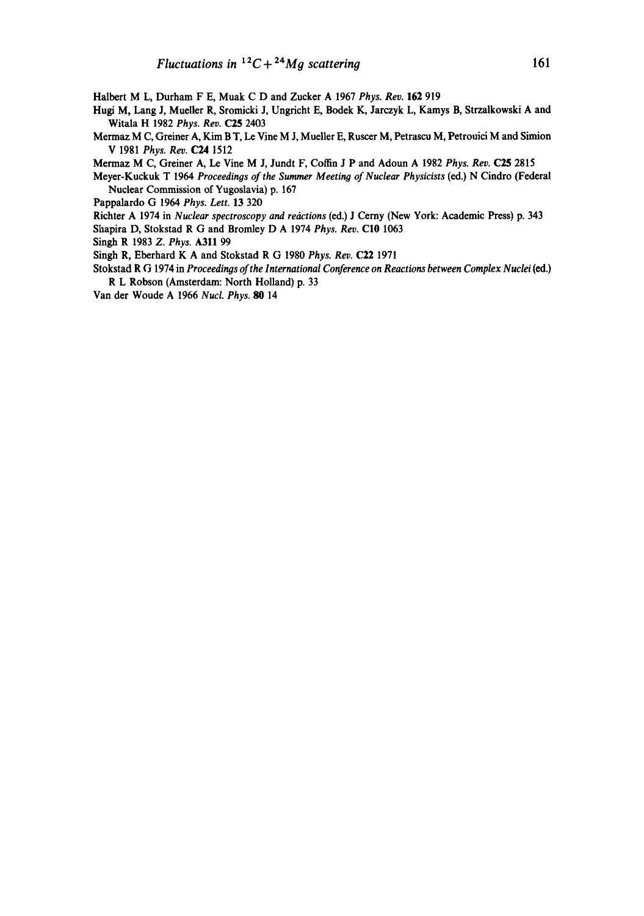Halbert M L, Durham F E, Muak C D and Zucker A 1967 *Phys. Rev.* **162** 919

Hugi M, Lang J, Mueller R, Sromicki J, Ungricht E, Bodek K, Jarczyk L, Kamys B, Strzalkowski A and Witala H 1982 *Phys. Rev.* **C25** 2403

Mermaz M C, Greiner A, Kim B T, Le Vine M J, Mueller E, Ruscer M, Petrascu M, Petrouici M and Simion V 1981 *Phys. Rev.* **C24** 1512

Mermaz M C, Greiner A, Le Vine M J, Jundt F, Coffin J P and Adoun A 1982 *Phys. Rev.* **C25** 2815

Meyer-Kuckuk T 1964 *Proceedings of the Summer Meeting of Nuclear Physicists* (ed.) N Cindro (Federal Nuclear Commission of Yugoslavia) p. 167

Pappalardo G 1964 *Phys. Lett.* **13** 320

Richter A 1974 in *Nuclear spectroscopy and reáctions* (ed.) J Cerny (New York: Academic Press) p. 343

Shapira D, Stokstad R G and Bromley D A 1974 *Phys. Rev.* **C10** 1063

Singh R 1983 *Z. Phys.* **A311** 99

Singh R, Eberhard K A and Stokstad R G 1980 *Phys. Rev.* **C22** 1971

Stokstad R G 1974 in *Proceedings of the International Conference on Reactions between Complex Nuclei* (ed.) R L Robson (Amsterdam: North Holland) p. 33

Van der Woude A 1966 *Nucl. Phys.* **80** 14